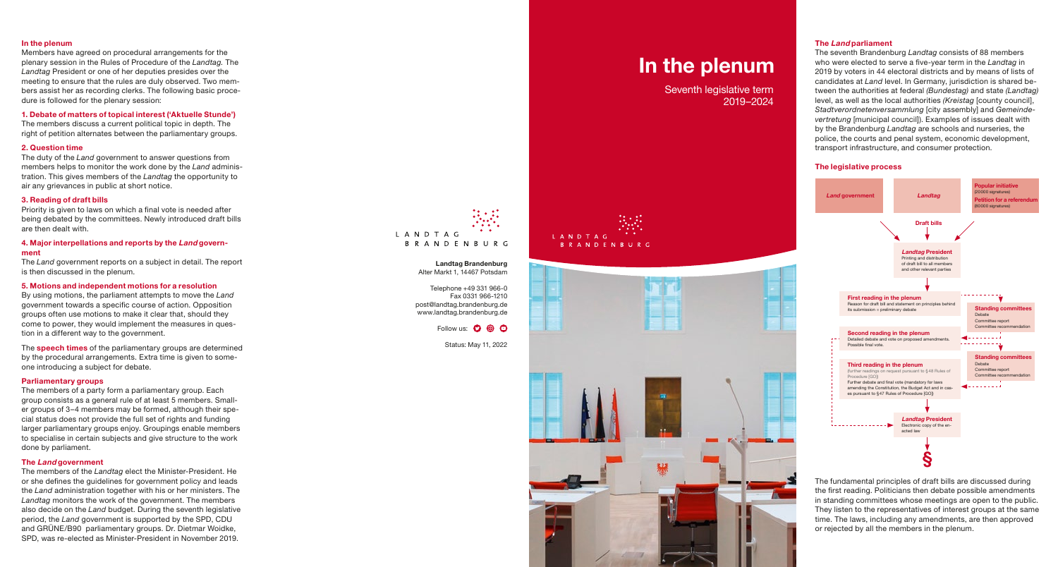# In the plenum

Seventh legislative term 2019–2024

LANDTAG BRANDENBURG

## In the plenum

Members have agreed on procedural arrangements for the plenary session in the Rules of Procedure of the *Landtag*. The *Landtag* President or one of her deputies presides over the meeting to ensure that the rules are duly observed. Two members assist her as recording clerks. The following basic procedure is followed for the plenary session:

### 1. Debate of matters of topical interest ('Aktuelle Stunde')

The members discuss a current political topic in depth. The right of petition alternates between the parliamentary groups.

### 2. Question time

The duty of the *Land* government to answer questions from members helps to monitor the work done by the *Land* administration. This gives members of the *Landtag* the opportunity to air any grievances in public at short notice.

### 3. Reading of draft bills

Priority is given to laws on which a final vote is needed after being debated by the committees. Newly introduced draft bills are then dealt with.

### 4. Major interpellations and reports by the *Land* government

The *Land* government reports on a subject in detail. The report is then discussed in the plenum.

### 5. Motions and independent motions for a resolution

By using motions, the parliament attempts to move the *Land* government towards a specific course of action. Opposition groups often use motions to make it clear that, should they come to power, they would implement the measures in question in a different way to the government.

The **speech times** of the parliamentary groups are determined by the procedural arrangements. Extra time is given to someone introducing a subject for debate.

## Parliamentary groups

The members of a party form a parliamentary group. Each group consists as a general rule of at least 5 members. Smaller groups of 3–4 members may be formed, although their special status does not provide the full set of rights and funding larger parliamentary groups enjoy. Groupings enable members to specialise in certain subjects and give structure to the work done by parliament.

## The *Land* government

The members of the *Landtag* elect the Minister-President. He or she defines the guidelines for government policy and leads the *Land* administration together with his or her ministers. The *Landtag* monitors the work of the government. The members also decide on the *Land* budget. During the seventh legislative period, the *Land* government is supported by the SPD, CDU and GRÜNE/B90 parliamentary groups. Dr. Dietmar Woidke, SPD, was re-elected as Minister-President in November 2019.

LANDTAG BRANDENBURG

**Landtag Brandenburg**
Alter Markt 1, 14467 Potsdam

Telephone +49 331 966-0
Fax 0331 966-1210
post@landtag.brandenburg.de
www.landtag.brandenburg.de

Follow us:

Status: May 11, 2022

## The *Land* parliament

The seventh Brandenburg *Landtag* consists of 88 members who were elected to serve a five-year term in the *Landtag* in 2019 by voters in 44 electoral districts and by means of lists of candidates at *Land* level. In Germany, jurisdiction is shared between the authorities at federal *(Bundestag)* and state *(Landtag)* level, as well as the local authorities *(Kreistag* [county council], *Stadtverordnetenversammlung* [city assembly] and *Gemeindevertretung* [municipal council]). Examples of issues dealt with by the Brandenburg *Landtag* are schools and nurseries, the police, the courts and penal system, economic development, transport infrastructure, and consumer protection.

## The legislative process

*Land* government | *Landtag* | **Popular initiative** (20000 signatures) **Petition for a referendum** (80000 signatures)

**Draft bills**

***Landtag* President**
Printing and distribution of draft bill to all members and other relevant parties

**First reading in the plenum**
Reason for draft bill and statement on principles behind its submission = preliminary debate

**Standing committees**
Debate
Committee report
Committee recommendation

**Second reading in the plenum**
Detailed debate and vote on proposed amendments. Possible final vote.

**Standing committees**
Debate
Committee report
Committee recommendation

**Third reading in the plenum**
(further readings on request pursuant to §48 Rules of Procedure [GO])
Further debate and final vote (mandatory for laws amending the Constitution, the Budget Act and in cases pursuant to §47 Rules of Procedure [GO])

***Landtag* President**
Electronic copy of the enacted law

§

The fundamental principles of draft bills are discussed during the first reading. Politicians then debate possible amendments in standing committees whose meetings are open to the public. They listen to the representatives of interest groups at the same time. The laws, including any amendments, are then approved or rejected by all the members in the plenum.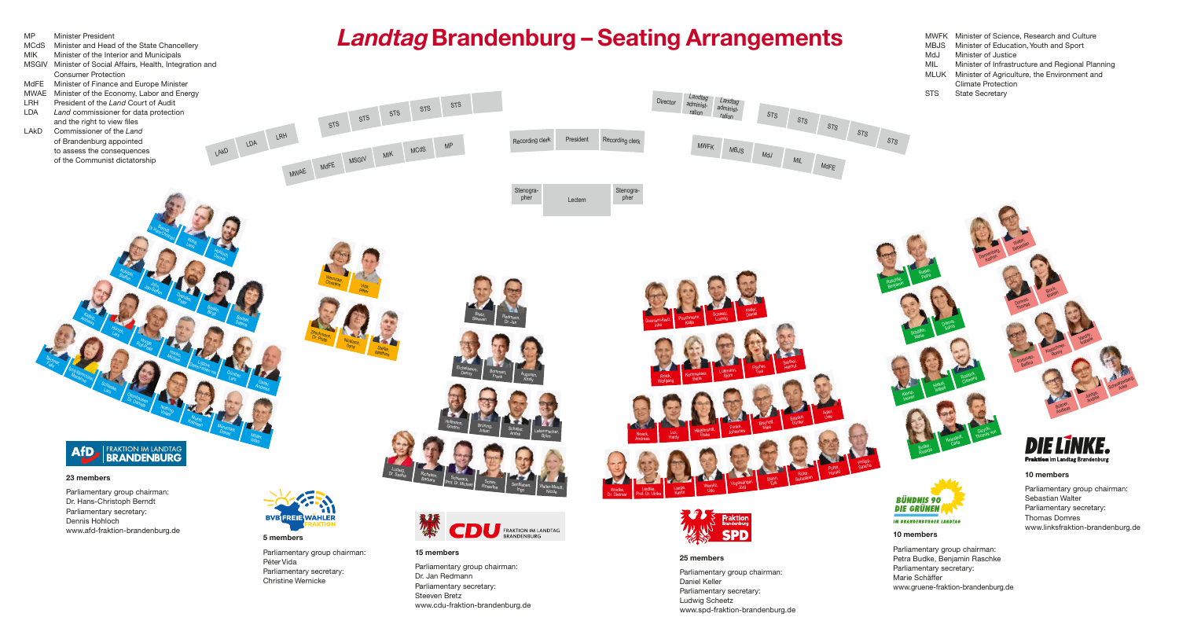# *Landtag* Brandenburg – Seating Arrangements

MP Minister President
MCdS Minister and Head of the State Chancellery
MIK Minister of the Interior and Municipals
MSGIV Minister of Social Affairs, Health, Integration and Consumer Protection
MdFE Minister of Finance and Europe Minister
MWAE Minister of the Economy, Labor and Energy
LRH President of the *Land* Court of Audit
LDA *Land* commissioner for data protection and the right to view files
LAkD Commissioner of the *Land* of Brandenburg appointed to assess the consequences of the Communist dictatorship

MWFK Minister of Science, Research and Culture
MBJS Minister of Education, Youth and Sport
MdJ Minister of Justice
MIL Minister of Infrastructure and Regional Planning
MLUK Minister of Agriculture, the Environment and Climate Protection
STS State Secretary

STS STS STS STS STS
LAkD LDA LRH
MWAE MdFE MSGIV MIK MCdS MP
Recording clerk President Recording clerk
Stenographer Lectern Stenographer
Director *Landtag* administration *Landtag* administration
STS STS STS STS STS
MWFK MBJS MdJ MIL MdFE

Berndt, Dr. Hans-Christoph · Kotré, Lena · Hohloch, Dennis · Kubitzki, Steffen · John, Jan-Ulrich · Drenske, Peter · Spring, Birgit · Bessin, Sabine · Kalbitz, Andreas · Hünich, Lars · Möller, Kurt-Peter · Hanko, Michael · Zimmermann von Siefart, Lutz · Günther, Lars · Galau, Andreas · Teichner, Felix · Duggen, Marianne · Schieske, Lars · Oeynhausen, Dr. Daniela · Nothing, Volker · Münschke, Daniel · Barthel, Frank · Möller, Wilko

AfD | FRAKTION IM LANDTAG BRANDENBURG

**23 members**

Parliamentary group chairman: Dr. Hans-Christoph Berndt
Parliamentary secretary: Dennis Hohloch
www.afd-fraktion-brandenburg.de

Wernicke, Christine · Vida, Péter · Zeschmann, Dr. Philip · Nicklisch, Sylvia · Stefke, Matthias

BVB FREIE WÄHLER FRAKTION

**5 members**

Parliamentary group chairman: Péter Vida
Parliamentary secretary: Christine Wernicke

Bretz, Steeven · Redmann, Dr. Jan · Eichelbaum, Danny · Bommert, Frank · Augustin, Kristy · Hoffmann, Gordon · Brüning, Julian · Schaller, Andrea · Lakenmacher, Björn · Ludwig, Dr. Saskia · Richstein, Barbara · Schierack, Prof. Dr. Michael · Schier, Roswitha · Senftleben, Ingo · Walter-Mundt, Nicole

CDU FRAKTION IM LANDTAG BRANDENBURG

**15 members**

Parliamentary group chairman: Dr. Jan Redmann
Parliamentary secretary: Steeven Bretz
www.cdu-fraktion-brandenburg.de

Gossmann-Reetz, Inka · Poschmann, Katja · Scheetz, Ludwig · Keller, Daniel · Rostock, Wolfgang · Kornmesser, Katja · Lüttmann, Björn · Fischer, Tina · Barthel, Helmut · Noack, Andreas · Lux, Hardy · Hildebrandt, Elske · Funke, Johannes · Bischoff, Marc · Baaske, Günter · Adler, Uwe · Woidke, Dr. Dietmar · Liedtke, Prof. Dr. Ulrike · Lange, Katrin · Wendt, Udo · Vogelsänger, Jörg · Stohn, Erik · Rüter, Sebastian · Pohle, Harald · Philipp, Sascha

Fraktion Brandenburg SPD

**25 members**

Parliamentary group chairman: Daniel Keller
Parliamentary secretary: Ludwig Scheetz
www.spd-fraktion-brandenburg.de

Raschke, Benjamin · Budke, Petra · Schäffer, Marie · Damus, Sahra · Kleinig, Heiner · Hiekel, Isabell · Rostock, Clemens · Budke, Ricarda · Kretschmer, Carla · Gorholt, Thomas von

BÜNDNIS 90 DIE GRÜNEN IM BRANDENBURGER LANDTAG

**10 members**

Parliamentary group chairman: Petra Budke, Benjamin Raschke
Parliamentary secretary: Marie Schäffer
www.gruene-fraktion-brandenburg.de

Dannenberg, Kathrin · Walter, Sebastian · Domres, Thomas · Block, Marlen · Fortunato, Bettina · Kretschmer, Ronny · Vandre, Isabelle · Büttner, Andreas · Johlige, Andrea · Schwarzenberg, Anke

DIE LINKE. Fraktion im Landtag Brandenburg

**10 members**

Parliamentary group chairman: Sebastian Walter
Parliamentary secretary: Thomas Domres
www.linksfraktion-brandenburg.de